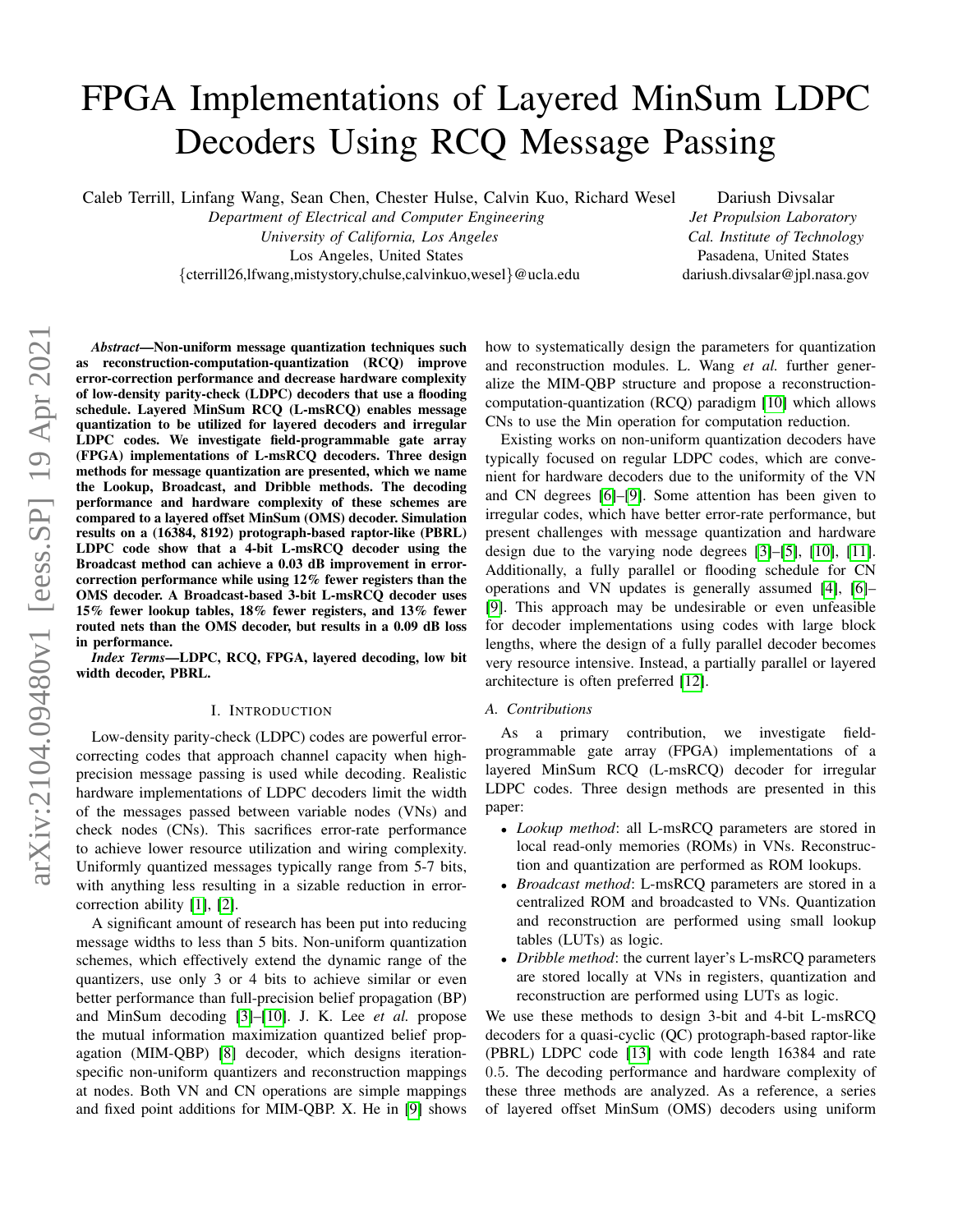# FPGA Implementations of Layered MinSum LDPC Decoders Using RCQ Message Passing

Caleb Terrill, Linfang Wang, Sean Chen, Chester Hulse, Calvin Kuo, Richard Wesel
*Department of Electrical and Computer Engineering*
*University of California, Los Angeles*
Los Angeles, United States
{cterrill26,lfwang,mistystory,chulse,calvinkuo,wesel}@ucla.edu

Dariush Divsalar
*Jet Propulsion Laboratory*
*Cal. Institute of Technology*
Pasadena, United States
dariush.divsalar@jpl.nasa.gov

***Abstract*—Non-uniform message quantization techniques such as reconstruction-computation-quantization (RCQ) improve error-correction performance and decrease hardware complexity of low-density parity-check (LDPC) decoders that use a flooding schedule. Layered MinSum RCQ (L-msRCQ) enables message quantization to be utilized for layered decoders and irregular LDPC codes. We investigate field-programmable gate array (FPGA) implementations of L-msRCQ decoders. Three design methods for message quantization are presented, which we name the Lookup, Broadcast, and Dribble methods. The decoding performance and hardware complexity of these schemes are compared to a layered offset MinSum (OMS) decoder. Simulation results on a (16384, 8192) protograph-based raptor-like (PBRL) LDPC code show that a 4-bit L-msRCQ decoder using the Broadcast method can achieve a 0.03 dB improvement in error-correction performance while using 12% fewer registers than the OMS decoder. A Broadcast-based 3-bit L-msRCQ decoder uses 15% fewer lookup tables, 18% fewer registers, and 13% fewer routed nets than the OMS decoder, but results in a 0.09 dB loss in performance.**

***Index Terms*—LDPC, RCQ, FPGA, layered decoding, low bit width decoder, PBRL.**

## I. Introduction

Low-density parity-check (LDPC) codes are powerful error-correcting codes that approach channel capacity when high-precision message passing is used while decoding. Realistic hardware implementations of LDPC decoders limit the width of the messages passed between variable nodes (VNs) and check nodes (CNs). This sacrifices error-rate performance to achieve lower resource utilization and wiring complexity. Uniformly quantized messages typically range from 5-7 bits, with anything less resulting in a sizable reduction in error-correction ability [1], [2].

A significant amount of research has been put into reducing message widths to less than 5 bits. Non-uniform quantization schemes, which effectively extend the dynamic range of the quantizers, use only 3 or 4 bits to achieve similar or even better performance than full-precision belief propagation (BP) and MinSum decoding [3]–[10]. J. K. Lee *et al.* propose the mutual information maximization quantized belief propagation (MIM-QBP) [8] decoder, which designs iteration-specific non-uniform quantizers and reconstruction mappings at nodes. Both VN and CN operations are simple mappings and fixed point additions for MIM-QBP. X. He in [9] shows how to systematically design the parameters for quantization and reconstruction modules. L. Wang *et al.* further generalize the MIM-QBP structure and propose a reconstruction-computation-quantization (RCQ) paradigm [10] which allows CNs to use the Min operation for computation reduction.

Existing works on non-uniform quantization decoders have typically focused on regular LDPC codes, which are convenient for hardware decoders due to the uniformity of the VN and CN degrees [6]–[9]. Some attention has been given to irregular codes, which have better error-rate performance, but present challenges with message quantization and hardware design due to the varying node degrees [3]–[5], [10], [11]. Additionally, a fully parallel or flooding schedule for CN operations and VN updates is generally assumed [4], [6]–[9]. This approach may be undesirable or even unfeasible for decoder implementations using codes with large block lengths, where the design of a fully parallel decoder becomes very resource intensive. Instead, a partially parallel or layered architecture is often preferred [12].

### A. Contributions

As a primary contribution, we investigate field-programmable gate array (FPGA) implementations of a layered MinSum RCQ (L-msRCQ) decoder for irregular LDPC codes. Three design methods are presented in this paper:

- *Lookup method*: all L-msRCQ parameters are stored in local read-only memories (ROMs) in VNs. Reconstruction and quantization are performed as ROM lookups.
- *Broadcast method*: L-msRCQ parameters are stored in a centralized ROM and broadcasted to VNs. Quantization and reconstruction are performed using small lookup tables (LUTs) as logic.
- *Dribble method*: the current layer's L-msRCQ parameters are stored locally at VNs in registers, quantization and reconstruction are performed using LUTs as logic.

We use these methods to design 3-bit and 4-bit L-msRCQ decoders for a quasi-cyclic (QC) protograph-based raptor-like (PBRL) LDPC code [13] with code length 16384 and rate 0.5. The decoding performance and hardware complexity of these three methods are analyzed. As a reference, a series of layered offset MinSum (OMS) decoders using uniform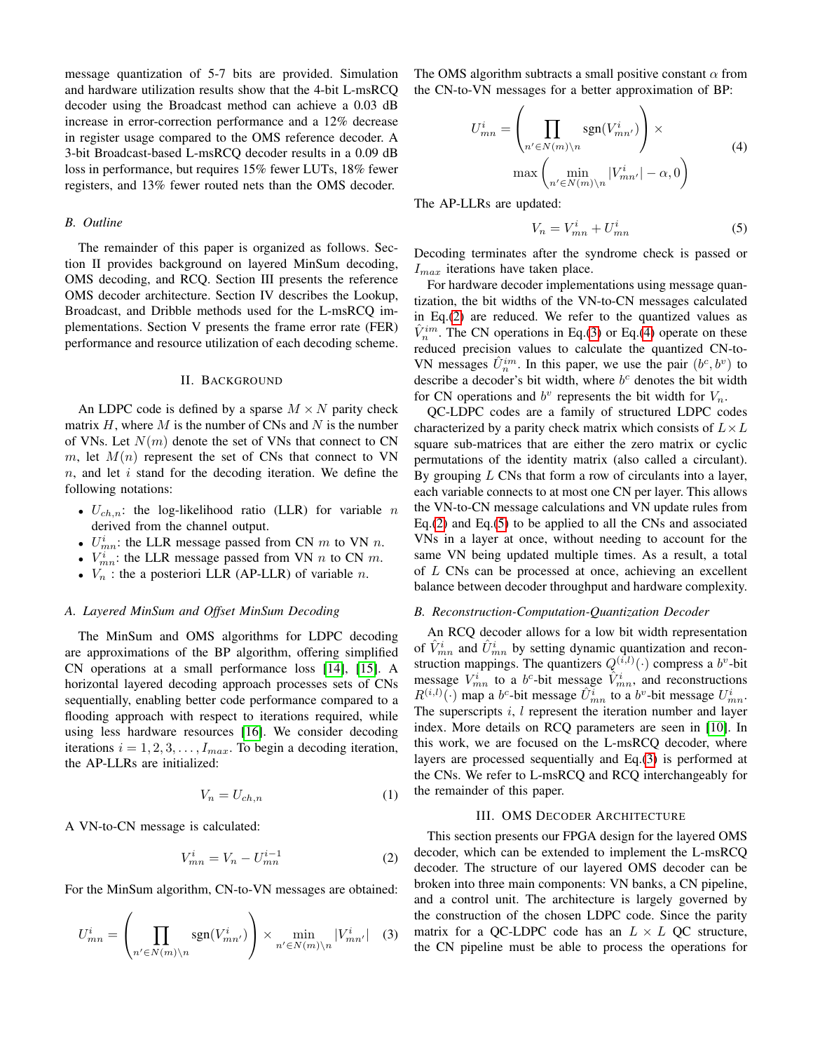message quantization of 5-7 bits are provided. Simulation and hardware utilization results show that the 4-bit L-msRCQ decoder using the Broadcast method can achieve a 0.03 dB increase in error-correction performance and a 12% decrease in register usage compared to the OMS reference decoder. A 3-bit Broadcast-based L-msRCQ decoder results in a 0.09 dB loss in performance, but requires 15% fewer LUTs, 18% fewer registers, and 13% fewer routed nets than the OMS decoder.

### B. Outline

The remainder of this paper is organized as follows. Section II provides background on layered MinSum decoding, OMS decoding, and RCQ. Section III presents the reference OMS decoder architecture. Section IV describes the Lookup, Broadcast, and Dribble methods used for the L-msRCQ implementations. Section V presents the frame error rate (FER) performance and resource utilization of each decoding scheme.

## II. Background

An LDPC code is defined by a sparse $M \times N$ parity check matrix $H$, where $M$ is the number of CNs and $N$ is the number of VNs. Let $N(m)$ denote the set of VNs that connect to CN $m$, let $M(n)$ represent the set of CNs that connect to VN $n$, and let $i$ stand for the decoding iteration. We define the following notations:

- $U_{ch,n}$: the log-likelihood ratio (LLR) for variable $n$ derived from the channel output.
- $U^{i}_{mn}$: the LLR message passed from CN $m$ to VN $n$.
- $V^{i}_{mn}$: the LLR message passed from VN $n$ to CN $m$.
- $V_n$ : the a posteriori LLR (AP-LLR) of variable $n$.

### A. Layered MinSum and Offset MinSum Decoding

The MinSum and OMS algorithms for LDPC decoding are approximations of the BP algorithm, offering simplified CN operations at a small performance loss [14], [15]. A horizontal layered decoding approach processes sets of CNs sequentially, enabling better code performance compared to a flooding approach with respect to iterations required, while using less hardware resources [16]. We consider decoding iterations $i = 1, 2, 3, \ldots, I_{max}$. To begin a decoding iteration, the AP-LLRs are initialized:

$$V_n = U_{ch,n} \tag{1}$$

A VN-to-CN message is calculated:

$$V^{i}_{mn} = V_n - U^{i-1}_{mn} \tag{2}$$

For the MinSum algorithm, CN-to-VN messages are obtained:

$$U^{i}_{mn} = \left( \prod_{n' \in N(m) \backslash n} \text{sgn}(V^{i}_{mn'}) \right) \times \min_{n' \in N(m) \backslash n} |V^{i}_{mn'}| \tag{3}$$

The OMS algorithm subtracts a small positive constant $\alpha$ from the CN-to-VN messages for a better approximation of BP:

$$U^{i}_{mn} = \left( \prod_{n' \in N(m) \backslash n} \text{sgn}(V^{i}_{mn'}) \right) \times \max \left( \min_{n' \in N(m) \backslash n} |V^{i}_{mn'}| - \alpha, 0 \right) \tag{4}$$

The AP-LLRs are updated:

$$V_n = V^{i}_{mn} + U^{i}_{mn} \tag{5}$$

Decoding terminates after the syndrome check is passed or $I_{max}$ iterations have taken place.

For hardware decoder implementations using message quantization, the bit widths of the VN-to-CN messages calculated in Eq.(2) are reduced. We refer to the quantized values as $\hat{V}^{im}_{n}$. The CN operations in Eq.(3) or Eq.(4) operate on these reduced precision values to calculate the quantized CN-to-VN messages $\hat{U}^{im}_{n}$. In this paper, we use the pair $(b^c, b^v)$ to describe a decoder's bit width, where $b^c$ denotes the bit width for CN operations and $b^v$ represents the bit width for $V_n$.

QC-LDPC codes are a family of structured LDPC codes characterized by a parity check matrix which consists of $L \times L$ square sub-matrices that are either the zero matrix or cyclic permutations of the identity matrix (also called a circulant). By grouping $L$ CNs that form a row of circulants into a layer, each variable connects to at most one CN per layer. This allows the VN-to-CN message calculations and VN update rules from Eq.(2) and Eq.(5) to be applied to all the CNs and associated VNs in a layer at once, without needing to account for the same VN being updated multiple times. As a result, a total of $L$ CNs can be processed at once, achieving an excellent balance between decoder throughput and hardware complexity.

### B. Reconstruction-Computation-Quantization Decoder

An RCQ decoder allows for a low bit width representation of $\hat{V}^{i}_{mn}$ and $\hat{U}^{i}_{mn}$ by setting dynamic quantization and reconstruction mappings. The quantizers $Q^{(i,l)}(\cdot)$ compress a $b^v$-bit message $V^{i}_{mn}$ to a $b^c$-bit message $\hat{V}^{i}_{mn}$, and reconstructions $R^{(i,l)}(\cdot)$ map a $b^c$-bit message $\hat{U}^{i}_{mn}$ to a $b^v$-bit message $U^{i}_{mn}$. The superscripts $i$, $l$ represent the iteration number and layer index. More details on RCQ parameters are seen in [10]. In this work, we are focused on the L-msRCQ decoder, where layers are processed sequentially and Eq.(3) is performed at the CNs. We refer to L-msRCQ and RCQ interchangeably for the remainder of this paper.

## III. OMS Decoder Architecture

This section presents our FPGA design for the layered OMS decoder, which can be extended to implement the L-msRCQ decoder. The structure of our layered OMS decoder can be broken into three main components: VN banks, a CN pipeline, and a control unit. The architecture is largely governed by the construction of the chosen LDPC code. Since the parity matrix for a QC-LDPC code has an $L \times L$ QC structure, the CN pipeline must be able to process the operations for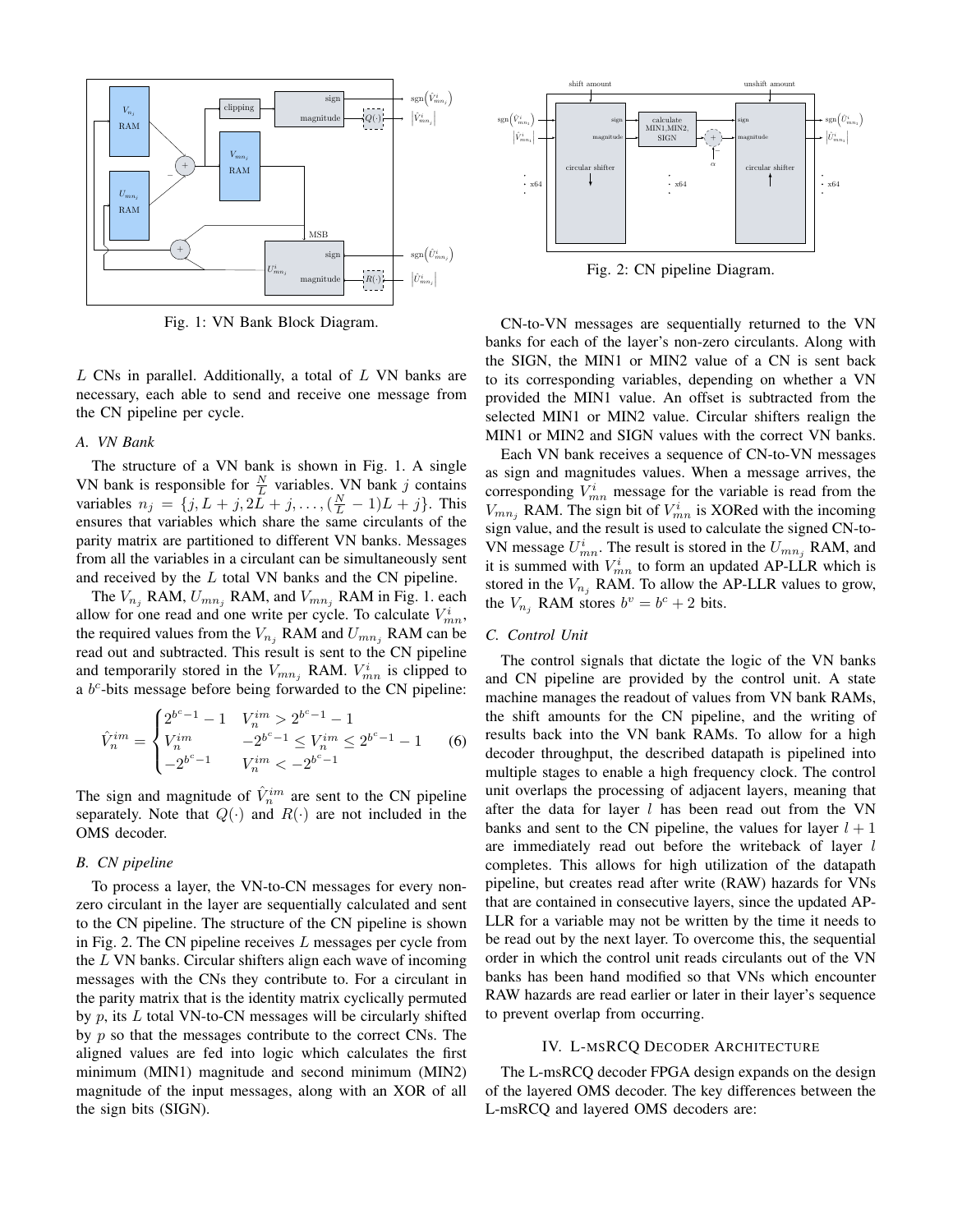Fig. 1: VN Bank Block Diagram.

Fig. 2: CN pipeline Diagram.

$L$ CNs in parallel. Additionally, a total of $L$ VN banks are necessary, each able to send and receive one message from the CN pipeline per cycle.

### A. VN Bank

The structure of a VN bank is shown in Fig. 1. A single VN bank is responsible for $\frac{N}{L}$ variables. VN bank $j$ contains variables $n_j = \{j, L+j, 2L+j, \ldots, (\frac{N}{L}-1)L+j\}$. This ensures that variables which share the same circulants of the parity matrix are partitioned to different VN banks. Messages from all the variables in a circulant can be simultaneously sent and received by the $L$ total VN banks and the CN pipeline.

The $V_{n_j}$ RAM, $U_{mn_j}$ RAM, and $V_{mn_j}$ RAM in Fig. 1. each allow for one read and one write per cycle. To calculate $V^i_{mn}$, the required values from the $V_{n_j}$ RAM and $U_{mn_j}$ RAM can be read out and subtracted. This result is sent to the CN pipeline and temporarily stored in the $V_{mn_j}$ RAM. $V^i_{mn}$ is clipped to a $b^c$-bits message before being forwarded to the CN pipeline:

$$\hat{V}^{im}_n = \begin{cases} 2^{b^c-1}-1 & V^{im}_n > 2^{b^c-1}-1 \\ V^{im}_n & -2^{b^c-1} \leq V^{im}_n \leq 2^{b^c-1}-1 \\ -2^{b^c-1} & V^{im}_n < -2^{b^c-1} \end{cases} \tag{6}$$

The sign and magnitude of $\hat{V}^{im}_n$ are sent to the CN pipeline separately. Note that $Q(\cdot)$ and $R(\cdot)$ are not included in the OMS decoder.

### B. CN pipeline

To process a layer, the VN-to-CN messages for every non-zero circulant in the layer are sequentially calculated and sent to the CN pipeline. The structure of the CN pipeline is shown in Fig. 2. The CN pipeline receives $L$ messages per cycle from the $L$ VN banks. Circular shifters align each wave of incoming messages with the CNs they contribute to. For a circulant in the parity matrix that is the identity matrix cyclically permuted by $p$, its $L$ total VN-to-CN messages will be circularly shifted by $p$ so that the messages contribute to the correct CNs. The aligned values are fed into logic which calculates the first minimum (MIN1) magnitude and second minimum (MIN2) magnitude of the input messages, along with an XOR of all the sign bits (SIGN).

CN-to-VN messages are sequentially returned to the VN banks for each of the layer's non-zero circulants. Along with the SIGN, the MIN1 or MIN2 value of a CN is sent back to its corresponding variables, depending on whether a VN provided the MIN1 value. An offset is subtracted from the selected MIN1 or MIN2 value. Circular shifters realign the MIN1 or MIN2 and SIGN values with the correct VN banks.

Each VN bank receives a sequence of CN-to-VN messages as sign and magnitudes values. When a message arrives, the corresponding $V^i_{mn}$ message for the variable is read from the $V_{mn_j}$ RAM. The sign bit of $V^i_{mn}$ is XORed with the incoming sign value, and the result is used to calculate the signed CN-to-VN message $U^i_{mn}$. The result is stored in the $U_{mn_j}$ RAM, and it is summed with $V^i_{mn}$ to form an updated AP-LLR which is stored in the $V_{n_j}$ RAM. To allow the AP-LLR values to grow, the $V_{n_j}$ RAM stores $b^v = b^c + 2$ bits.

### C. Control Unit

The control signals that dictate the logic of the VN banks and CN pipeline are provided by the control unit. A state machine manages the readout of values from VN bank RAMs, the shift amounts for the CN pipeline, and the writing of results back into the VN bank RAMs. To allow for a high decoder throughput, the described datapath is pipelined into multiple stages to enable a high frequency clock. The control unit overlaps the processing of adjacent layers, meaning that after the data for layer $l$ has been read out from the VN banks and sent to the CN pipeline, the values for layer $l+1$ are immediately read out before the writeback of layer $l$ completes. This allows for high utilization of the datapath pipeline, but creates read after write (RAW) hazards for VNs that are contained in consecutive layers, since the updated AP-LLR for a variable may not be written by the time it needs to be read out by the next layer. To overcome this, the sequential order in which the control unit reads circulants out of the VN banks has been hand modified so that VNs which encounter RAW hazards are read earlier or later in their layer's sequence to prevent overlap from occurring.

## IV. L-msRCQ Decoder Architecture

The L-msRCQ decoder FPGA design expands on the design of the layered OMS decoder. The key differences between the L-msRCQ and layered OMS decoders are: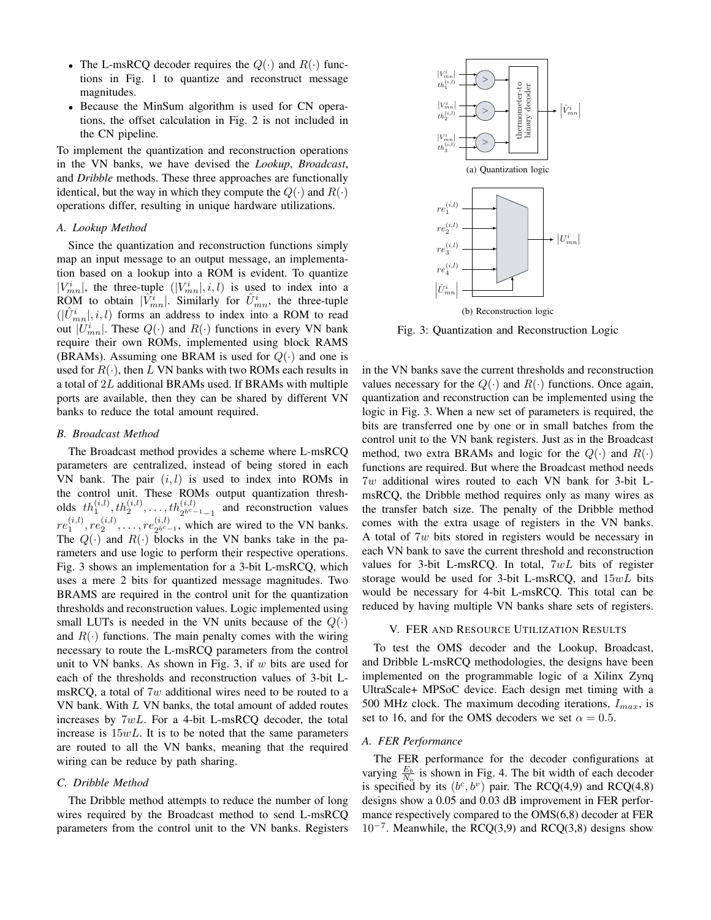- The L-msRCQ decoder requires the $Q(\cdot)$ and $R(\cdot)$ functions in Fig. 1 to quantize and reconstruct message magnitudes.
- Because the MinSum algorithm is used for CN operations, the offset calculation in Fig. 2 is not included in the CN pipeline.

To implement the quantization and reconstruction operations in the VN banks, we have devised the *Lookup*, *Broadcast*, and *Dribble* methods. These three approaches are functionally identical, but the way in which they compute the $Q(\cdot)$ and $R(\cdot)$ operations differ, resulting in unique hardware utilizations.

### A. Lookup Method

Since the quantization and reconstruction functions simply map an input message to an output message, an implementation based on a lookup into a ROM is evident. To quantize $|V_{mn}^i|$, the three-tuple $(|V_{mn}^i|, i, l)$ is used to index into a ROM to obtain $|\hat{V}_{mn}^i|$. Similarly for $\hat{U}_{mn}^i$, the three-tuple $(|\hat{U}_{mn}^i|, i, l)$ forms an address to index into a ROM to read out $|U_{mn}^i|$. These $Q(\cdot)$ and $R(\cdot)$ functions in every VN bank require their own ROMs, implemented using block RAMS (BRAMs). Assuming one BRAM is used for $Q(\cdot)$ and one is used for $R(\cdot)$, then $L$ VN banks with two ROMs each results in a total of $2L$ additional BRAMs used. If BRAMs with multiple ports are available, then they can be shared by different VN banks to reduce the total amount required.

### B. Broadcast Method

The Broadcast method provides a scheme where L-msRCQ parameters are centralized, instead of being stored in each VN bank. The pair $(i, l)$ is used to index into ROMs in the control unit. These ROMs output quantization thresholds $th_1^{(i,l)}, th_2^{(i,l)}, \ldots, th_{2^{b^c-1}-1}^{(i,l)}$ and reconstruction values $re_1^{(i,l)}, re_2^{(i,l)}, \ldots, re_{2^{b^c-1}}^{(i,l)}$, which are wired to the VN banks. The $Q(\cdot)$ and $R(\cdot)$ blocks in the VN banks take in the parameters and use logic to perform their respective operations. Fig. 3 shows an implementation for a 3-bit L-msRCQ, which uses a mere 2 bits for quantized message magnitudes. Two BRAMS are required in the control unit for the quantization thresholds and reconstruction values. Logic implemented using small LUTs is needed in the VN units because of the $Q(\cdot)$ and $R(\cdot)$ functions. The main penalty comes with the wiring necessary to route the L-msRCQ parameters from the control unit to VN banks. As shown in Fig. 3, if $w$ bits are used for each of the thresholds and reconstruction values of 3-bit L-msRCQ, a total of $7w$ additional wires need to be routed to a VN bank. With $L$ VN banks, the total amount of added routes increases by $7wL$. For a 4-bit L-msRCQ decoder, the total increase is $15wL$. It is to be noted that the same parameters are routed to all the VN banks, meaning that the required wiring can be reduce by path sharing.

### C. Dribble Method

The Dribble method attempts to reduce the number of long wires required by the Broadcast method to send L-msRCQ parameters from the control unit to the VN banks. Registers in the VN banks save the current thresholds and reconstruction values necessary for the $Q(\cdot)$ and $R(\cdot)$ functions. Once again, quantization and reconstruction can be implemented using the logic in Fig. 3. When a new set of parameters is required, the bits are transferred one by one or in small batches from the control unit to the VN bank registers. Just as in the Broadcast method, two extra BRAMs and logic for the $Q(\cdot)$ and $R(\cdot)$ functions are required. But where the Broadcast method needs $7w$ additional wires routed to each VN bank for 3-bit L-msRCQ, the Dribble method requires only as many wires as the transfer batch size. The penalty of the Dribble method comes with the extra usage of registers in the VN banks. A total of $7w$ bits stored in registers would be necessary in each VN bank to save the current threshold and reconstruction values for 3-bit L-msRCQ. In total, $7wL$ bits of register storage would be used for 3-bit L-msRCQ, and $15wL$ bits would be necessary for 4-bit L-msRCQ. This total can be reduced by having multiple VN banks share sets of registers.

(a) Quantization logic

(b) Reconstruction logic

Fig. 3: Quantization and Reconstruction Logic

## V. FER and Resource Utilization Results

To test the OMS decoder and the Lookup, Broadcast, and Dribble L-msRCQ methodologies, the designs have been implemented on the programmable logic of a Xilinx Zynq UltraScale+ MPSoC device. Each design met timing with a 500 MHz clock. The maximum decoding iterations, $I_{max}$, is set to 16, and for the OMS decoders we set $\alpha = 0.5$.

### A. FER Performance

The FER performance for the decoder configurations at varying $\frac{E_b}{N_o}$ is shown in Fig. 4. The bit width of each decoder is specified by its $(b^c, b^v)$ pair. The RCQ(4,9) and RCQ(4,8) designs show a 0.05 and 0.03 dB improvement in FER performance respectively compared to the OMS(6,8) decoder at FER $10^{-7}$. Meanwhile, the RCQ(3,9) and RCQ(3,8) designs show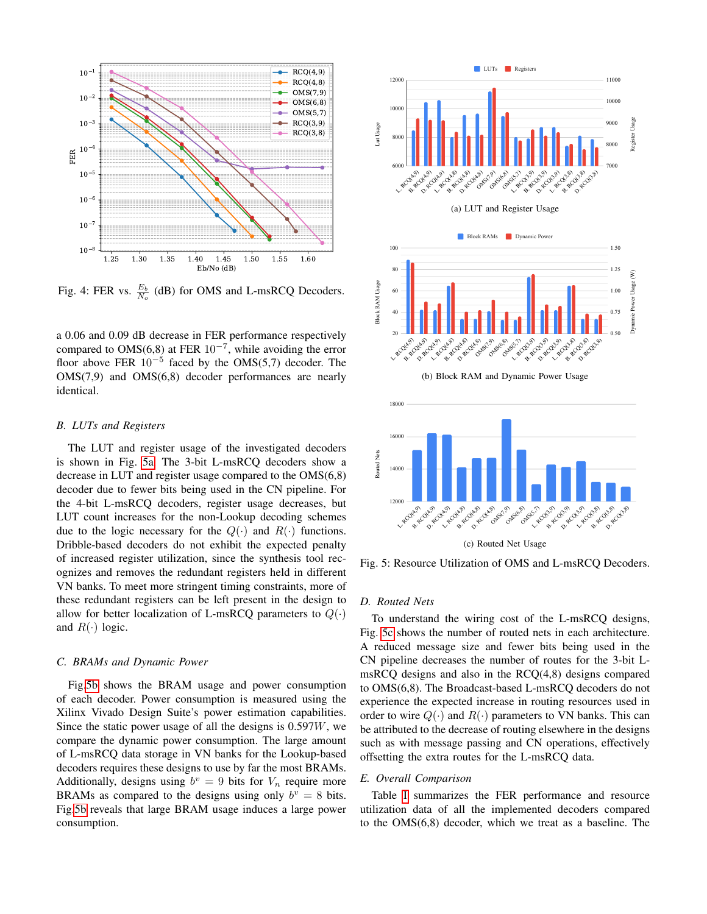Fig. 4: FER vs. $\frac{E_b}{N_o}$ (dB) for OMS and L-msRCQ Decoders.

a 0.06 and 0.09 dB decrease in FER performance respectively compared to OMS(6,8) at FER $10^{-7}$, while avoiding the error floor above FER $10^{-5}$ faced by the OMS(5,7) decoder. The OMS(7,9) and OMS(6,8) decoder performances are nearly identical.

### B. LUTs and Registers

The LUT and register usage of the investigated decoders is shown in Fig. 5a. The 3-bit L-msRCQ decoders show a decrease in LUT and register usage compared to the OMS(6,8) decoder due to fewer bits being used in the CN pipeline. For the 4-bit L-msRCQ decoders, register usage decreases, but LUT count increases for the non-Lookup decoding schemes due to the logic necessary for the $Q(\cdot)$ and $R(\cdot)$ functions. Dribble-based decoders do not exhibit the expected penalty of increased register utilization, since the synthesis tool recognizes and removes the redundant registers held in different VN banks. To meet more stringent timing constraints, more of these redundant registers can be left present in the design to allow for better localization of L-msRCQ parameters to $Q(\cdot)$ and $R(\cdot)$ logic.

### C. BRAMs and Dynamic Power

Fig 5b shows the BRAM usage and power consumption of each decoder. Power consumption is measured using the Xilinx Vivado Design Suite's power estimation capabilities. Since the static power usage of all the designs is $0.597W$, we compare the dynamic power consumption. The large amount of L-msRCQ data storage in VN banks for the Lookup-based decoders requires these designs to use by far the most BRAMs. Additionally, designs using $b^v = 9$ bits for $V_n$ require more BRAMs as compared to the designs using only $b^v = 8$ bits. Fig 5b reveals that large BRAM usage induces a large power consumption.

(a) LUT and Register Usage

(b) Block RAM and Dynamic Power Usage

(c) Routed Net Usage

Fig. 5: Resource Utilization of OMS and L-msRCQ Decoders.

### D. Routed Nets

To understand the wiring cost of the L-msRCQ designs, Fig. 5c shows the number of routed nets in each architecture. A reduced message size and fewer bits being used in the CN pipeline decreases the number of routes for the 3-bit L-msRCQ designs and also in the RCQ(4,8) designs compared to OMS(6,8). The Broadcast-based L-msRCQ decoders do not experience the expected increase in routing resources used in order to wire $Q(\cdot)$ and $R(\cdot)$ parameters to VN banks. This can be attributed to the decrease of routing elsewhere in the designs such as with message passing and CN operations, effectively offsetting the extra routes for the L-msRCQ data.

### E. Overall Comparison

Table I summarizes the FER performance and resource utilization data of all the implemented decoders compared to the OMS(6,8) decoder, which we treat as a baseline. The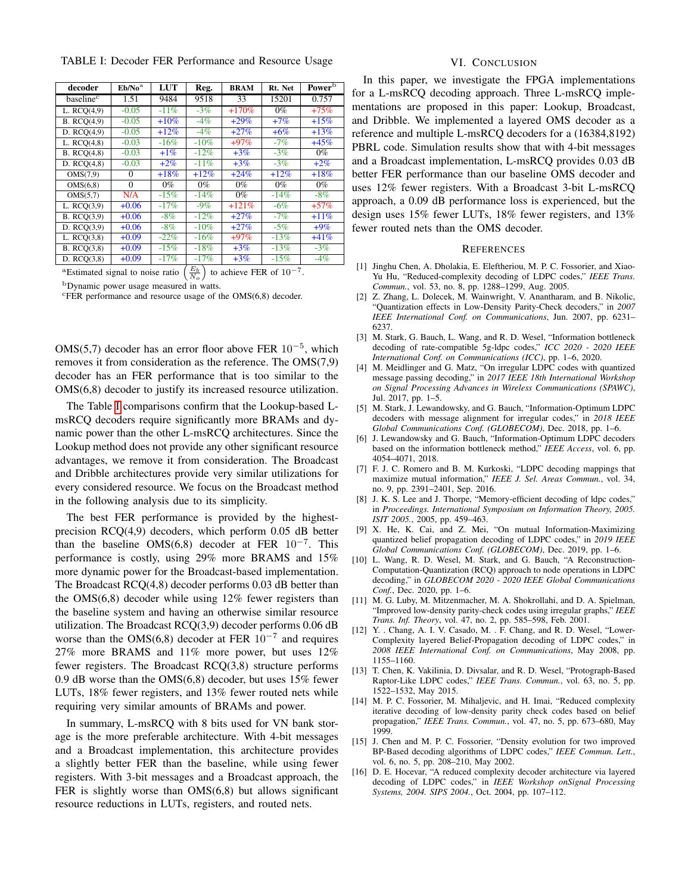TABLE I: Decoder FER Performance and Resource Usage

| decoder | Eb/No[a] | LUT | Reg. | BRAM | Rt. Net | Power[b] |
|---|---|---|---|---|---|---|
| baseline[c] | 1.51 | 9484 | 9518 | 33 | 15201 | 0.757 |
| L. RCQ(4,9) | -0.05 | -11% | -3% | +170% | 0% | +75% |
| B. RCQ(4,9) | -0.05 | +10% | -4% | +29% | +7% | +15% |
| D. RCQ(4,9) | -0.05 | +12% | -4% | +27% | +6% | +13% |
| L. RCQ(4,8) | -0.03 | -16% | -10% | +97% | -7% | +45% |
| B. RCQ(4,8) | -0.03 | +1% | -12% | +3% | -3% | 0% |
| D. RCQ(4,8) | -0.03 | +2% | -11% | +3% | -3% | +2% |
| OMS(7,9) | 0 | +18% | +12% | +24% | +12% | +18% |
| OMS(6,8) | 0 | 0% | 0% | 0% | 0% | 0% |
| OMS(5,7) | N/A | -15% | -14% | 0% | -14% | -8% |
| L. RCQ(3,9) | +0.06 | -17% | -9% | +121% | -6% | +57% |
| B. RCQ(3,9) | +0.06 | -8% | -12% | +27% | -7% | +11% |
| D. RCQ(3,9) | +0.06 | -8% | -10% | +27% | -5% | +9% |
| L. RCQ(3,8) | +0.09 | -22% | -16% | +97% | -13% | +41% |
| B. RCQ(3,8) | +0.09 | -15% | -18% | +3% | -13% | -3% |
| D. RCQ(3,8) | +0.09 | -17% | -17% | +3% | -15% | -4% |

[a]Estimated signal to noise ratio $\left(\frac{E_b}{N_o}\right)$ to achieve FER of $10^{-7}$.

[b]Dynamic power usage measured in watts.

[c]FER performance and resource usage of the OMS(6,8) decoder.

OMS(5,7) decoder has an error floor above FER $10^{-5}$, which removes it from consideration as the reference. The OMS(7,9) decoder has an FER performance that is too similar to the OMS(6,8) decoder to justify its increased resource utilization.

The Table I comparisons confirm that the Lookup-based L-msRCQ decoders require significantly more BRAMs and dynamic power than the other L-msRCQ architectures. Since the Lookup method does not provide any other significant resource advantages, we remove it from consideration. The Broadcast and Dribble architectures provide very similar utilizations for every considered resource. We focus on the Broadcast method in the following analysis due to its simplicity.

The best FER performance is provided by the highest-precision RCQ(4,9) decoders, which perform 0.05 dB better than the baseline OMS(6,8) decoder at FER $10^{-7}$. This performance is costly, using 29% more BRAMS and 15% more dynamic power for the Broadcast-based implementation. The Broadcast RCQ(4,8) decoder performs 0.03 dB better than the OMS(6,8) decoder while using 12% fewer registers than the baseline system and having an otherwise similar resource utilization. The Broadcast RCQ(3,9) decoder performs 0.06 dB worse than the OMS(6,8) decoder at FER $10^{-7}$ and requires 27% more BRAMS and 11% more power, but uses 12% fewer registers. The Broadcast RCQ(3,8) structure performs 0.9 dB worse than the OMS(6,8) decoder, but uses 15% fewer LUTs, 18% fewer registers, and 13% fewer routed nets while requiring very similar amounts of BRAMs and power.

In summary, L-msRCQ with 8 bits used for VN bank storage is the more preferable architecture. With 4-bit messages and a Broadcast implementation, this architecture provides a slightly better FER than the baseline, while using fewer registers. With 3-bit messages and a Broadcast approach, the FER is slightly worse than OMS(6,8) but allows significant resource reductions in LUTs, registers, and routed nets.

## VI. Conclusion

In this paper, we investigate the FPGA implementations for a L-msRCQ decoding approach. Three L-msRCQ implementations are proposed in this paper: Lookup, Broadcast, and Dribble. We implemented a layered OMS decoder as a reference and multiple L-msRCQ decoders for a (16384,8192) PBRL code. Simulation results show that with 4-bit messages and a Broadcast implementation, L-msRCQ provides 0.03 dB better FER performance than our baseline OMS decoder and uses 12% fewer registers. With a Broadcast 3-bit L-msRCQ approach, a 0.09 dB performance loss is experienced, but the design uses 15% fewer LUTs, 18% fewer registers, and 13% fewer routed nets than the OMS decoder.

## References

[1] Jinghu Chen, A. Dholakia, E. Eleftheriou, M. P. C. Fossorier, and Xiao-Yu Hu, "Reduced-complexity decoding of LDPC codes," *IEEE Trans. Commun.*, vol. 53, no. 8, pp. 1288–1299, Aug. 2005.

[2] Z. Zhang, L. Dolecek, M. Wainwright, V. Anantharam, and B. Nikolic, "Quantization effects in Low-Density Parity-Check decoders," in *2007 IEEE International Conf. on Communications*, Jun. 2007, pp. 6231–6237.

[3] M. Stark, G. Bauch, L. Wang, and R. D. Wesel, "Information bottleneck decoding of rate-compatible 5g-ldpc codes," *ICC 2020 - 2020 IEEE International Conf. on Communications (ICC)*, pp. 1–6, 2020.

[4] M. Meidlinger and G. Matz, "On irregular LDPC codes with quantized message passing decoding," in *2017 IEEE 18th International Workshop on Signal Processing Advances in Wireless Communications (SPAWC)*, Jul. 2017, pp. 1–5.

[5] M. Stark, J. Lewandowsky, and G. Bauch, "Information-Optimum LDPC decoders with message alignment for irregular codes," in *2018 IEEE Global Communications Conf. (GLOBECOM)*, Dec. 2018, pp. 1–6.

[6] J. Lewandowsky and G. Bauch, "Information-Optimum LDPC decoders based on the information bottleneck method," *IEEE Access*, vol. 6, pp. 4054–4071, 2018.

[7] F. J. C. Romero and B. M. Kurkoski, "LDPC decoding mappings that maximize mutual information," *IEEE J. Sel. Areas Commun.*, vol. 34, no. 9, pp. 2391–2401, Sep. 2016.

[8] J. K. S. Lee and J. Thorpe, "Memory-efficient decoding of ldpc codes," in *Proceedings. International Symposium on Information Theory, 2005. ISIT 2005.*, 2005, pp. 459–463.

[9] X. He, K. Cai, and Z. Mei, "On mutual Information-Maximizing quantized belief propagation decoding of LDPC codes," in *2019 IEEE Global Communications Conf. (GLOBECOM)*, Dec. 2019, pp. 1–6.

[10] L. Wang, R. D. Wesel, M. Stark, and G. Bauch, "A Reconstruction-Computation-Quantization (RCQ) approach to node operations in LDPC decoding," in *GLOBECOM 2020 - 2020 IEEE Global Communications Conf.*, Dec. 2020, pp. 1–6.

[11] M. G. Luby, M. Mitzenmacher, M. A. Shokrollahi, and D. A. Spielman, "Improved low-density parity-check codes using irregular graphs," *IEEE Trans. Inf. Theory*, vol. 47, no. 2, pp. 585–598, Feb. 2001.

[12] Y. . Chang, A. I. V. Casado, M. . F. Chang, and R. D. Wesel, "Lower-Complexity layered Belief-Propagation decoding of LDPC codes," in *2008 IEEE International Conf. on Communications*, May 2008, pp. 1155–1160.

[13] T. Chen, K. Vakilinia, D. Divsalar, and R. D. Wesel, "Protograph-Based Raptor-Like LDPC codes," *IEEE Trans. Commun.*, vol. 63, no. 5, pp. 1522–1532, May 2015.

[14] M. P. C. Fossorier, M. Mihaljevic, and H. Imai, "Reduced complexity iterative decoding of low-density parity check codes based on belief propagation," *IEEE Trans. Commun.*, vol. 47, no. 5, pp. 673–680, May 1999.

[15] J. Chen and M. P. C. Fossorier, "Density evolution for two improved BP-Based decoding algorithms of LDPC codes," *IEEE Commun. Lett.*, vol. 6, no. 5, pp. 208–210, May 2002.

[16] D. E. Hocevar, "A reduced complexity decoder architecture via layered decoding of LDPC codes," in *IEEE Workshop onSignal Processing Systems, 2004. SIPS 2004.*, Oct. 2004, pp. 107–112.